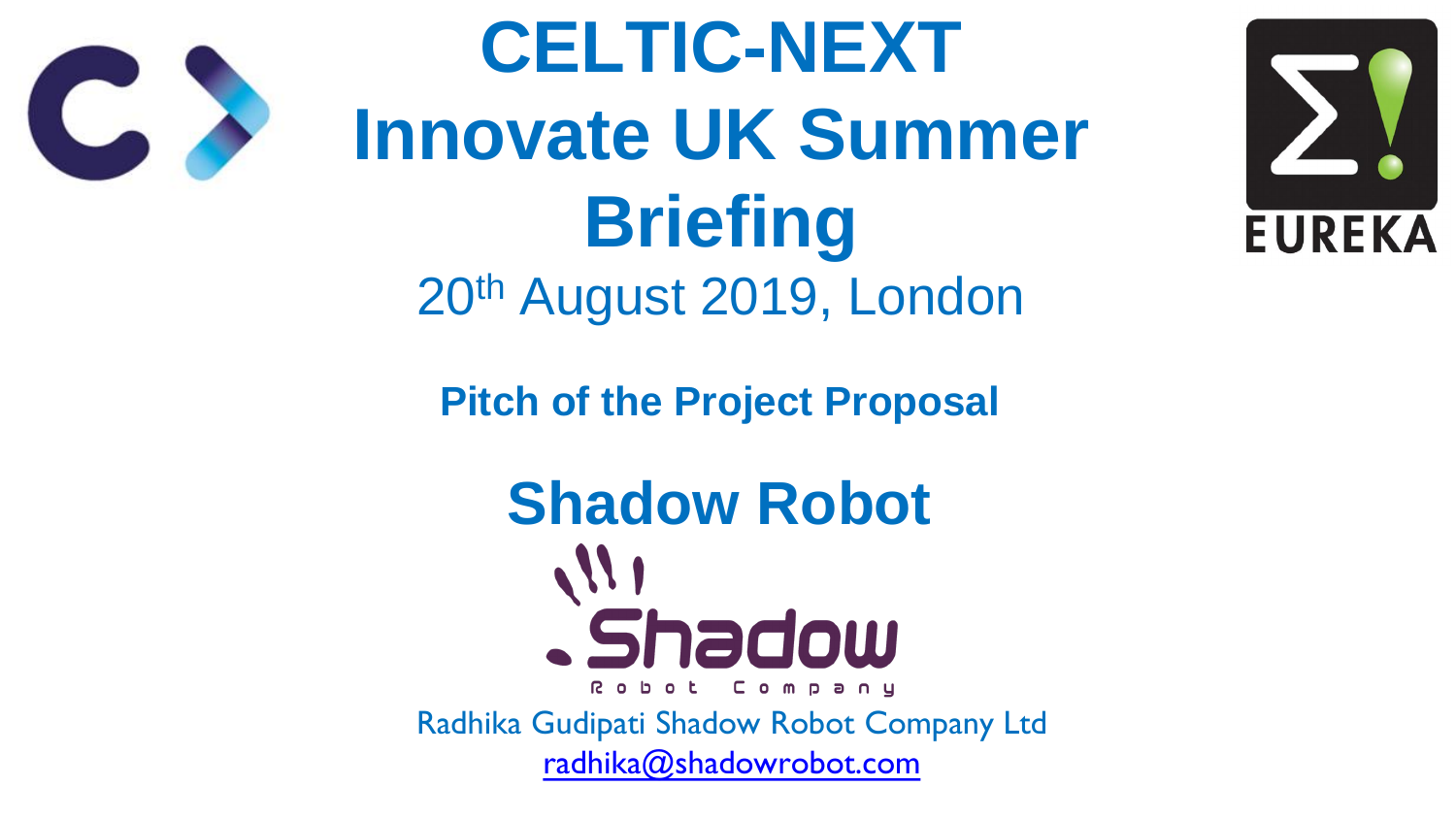# CELTIC-NEXT Innovate UK Summer Briefing

20th August 2019, London

## Pitch of the Project Proposal

## Shadow Robot

Shadow Robot Company

Radhika Gudipati Shadow Robot Company Ltd

radhika@shadowrobot.com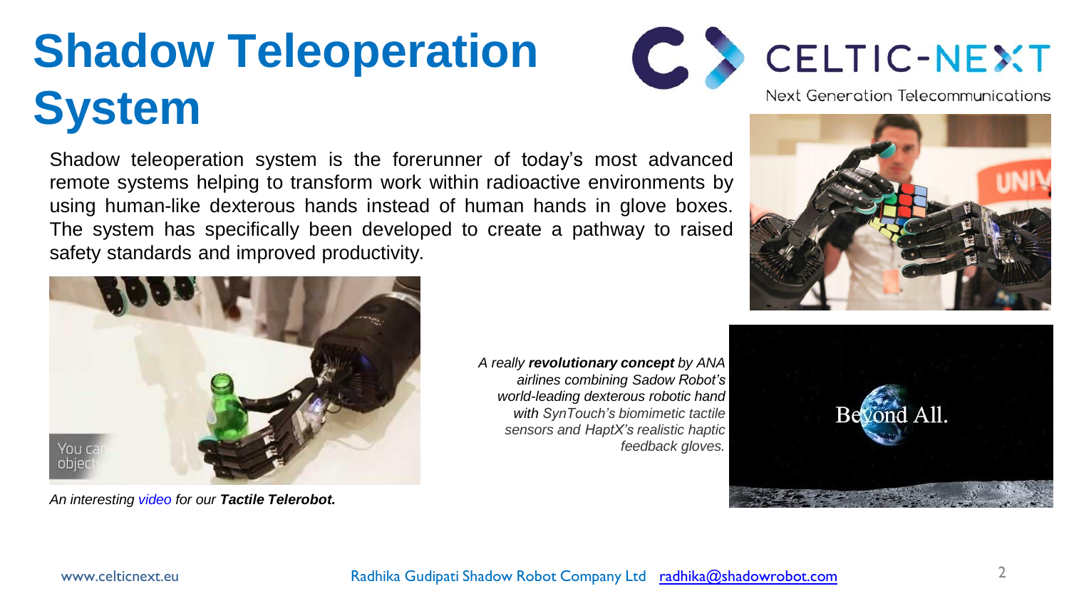# Shadow Teleoperation System

Shadow teleoperation system is the forerunner of today's most advanced remote systems helping to transform work within radioactive environments by using human-like dexterous hands instead of human hands in glove boxes. The system has specifically been developed to create a pathway to raised safety standards and improved productivity.

*An interesting video for our **Tactile Telerobot.***

*A really **revolutionary concept** by ANA airlines combining Sadow Robot's world-leading dexterous robotic hand with SynTouch's biomimetic tactile sensors and HaptX's realistic haptic feedback gloves.*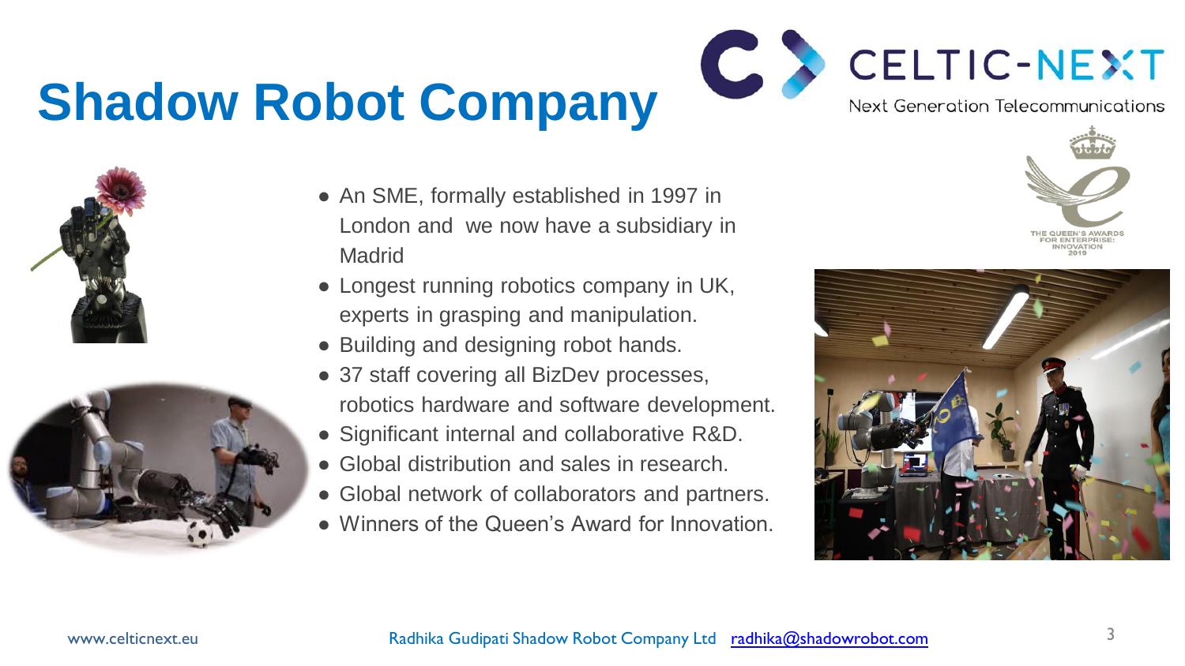# Shadow Robot Company

- An SME, formally established in 1997 in London and we now have a subsidiary in Madrid
- Longest running robotics company in UK, experts in grasping and manipulation.
- Building and designing robot hands.
- 37 staff covering all BizDev processes, robotics hardware and software development.
- Significant internal and collaborative R&D.
- Global distribution and sales in research.
- Global network of collaborators and partners.
- Winners of the Queen's Award for Innovation.

Radhika Gudipati Shadow Robot Company Ltd radhika@shadowrobot.com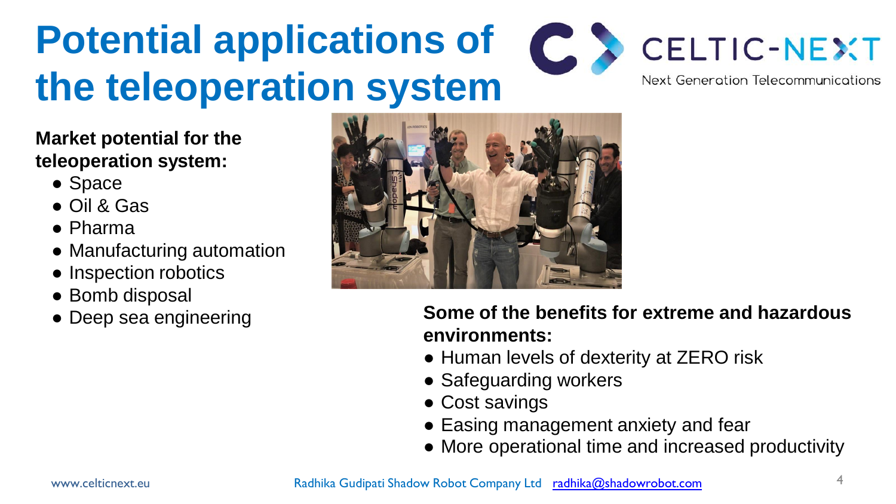# Potential applications of the teleoperation system

**Market potential for the teleoperation system:**

- Space
- Oil & Gas
- Pharma
- Manufacturing automation
- Inspection robotics
- Bomb disposal
- Deep sea engineering

**Some of the benefits for extreme and hazardous environments:**

- Human levels of dexterity at ZERO risk
- Safeguarding workers
- Cost savings
- Easing management anxiety and fear
- More operational time and increased productivity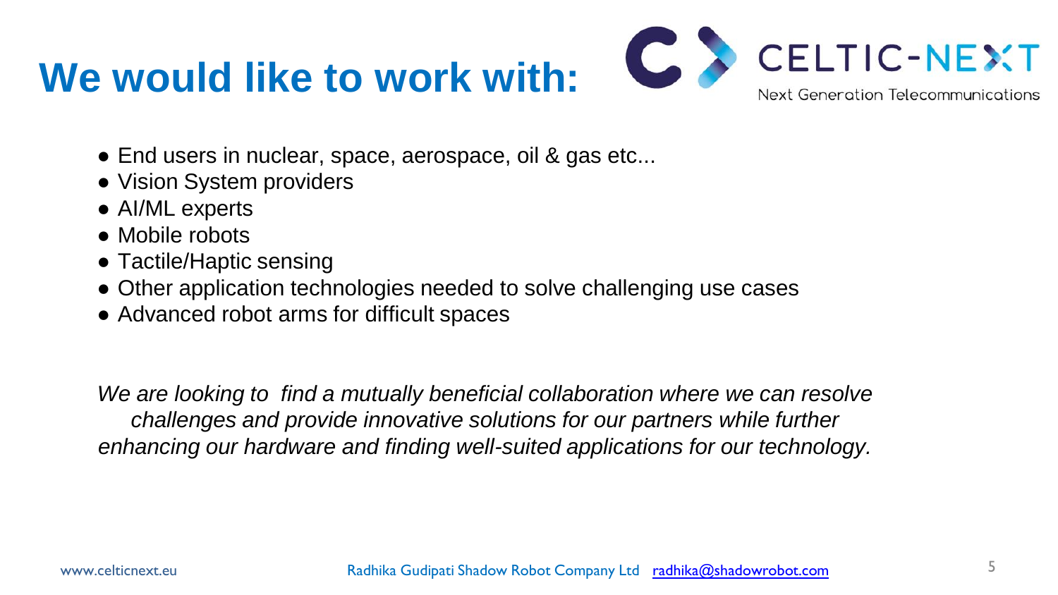# We would like to work with:

- End users in nuclear, space, aerospace, oil & gas etc...
- Vision System providers
- AI/ML experts
- Mobile robots
- Tactile/Haptic sensing
- Other application technologies needed to solve challenging use cases
- Advanced robot arms for difficult spaces

*We are looking to find a mutually beneficial collaboration where we can resolve challenges and provide innovative solutions for our partners while further enhancing our hardware and finding well-suited applications for our technology.*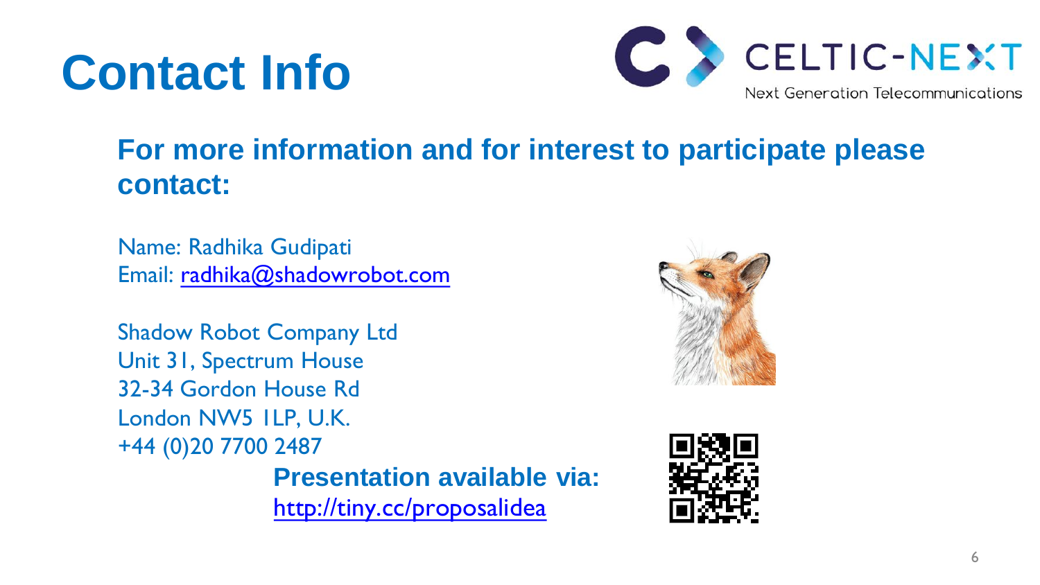# Contact Info

CELTIC-NEXT
Next Generation Telecommunications

## For more information and for interest to participate please contact:

Name: Radhika Gudipati
Email: radhika@shadowrobot.com

Shadow Robot Company Ltd
Unit 31, Spectrum House
32-34 Gordon House Rd
London NW5 1LP, U.K.
+44 (0)20 7700 2487

**Presentation available via:**
http://tiny.cc/proposalidea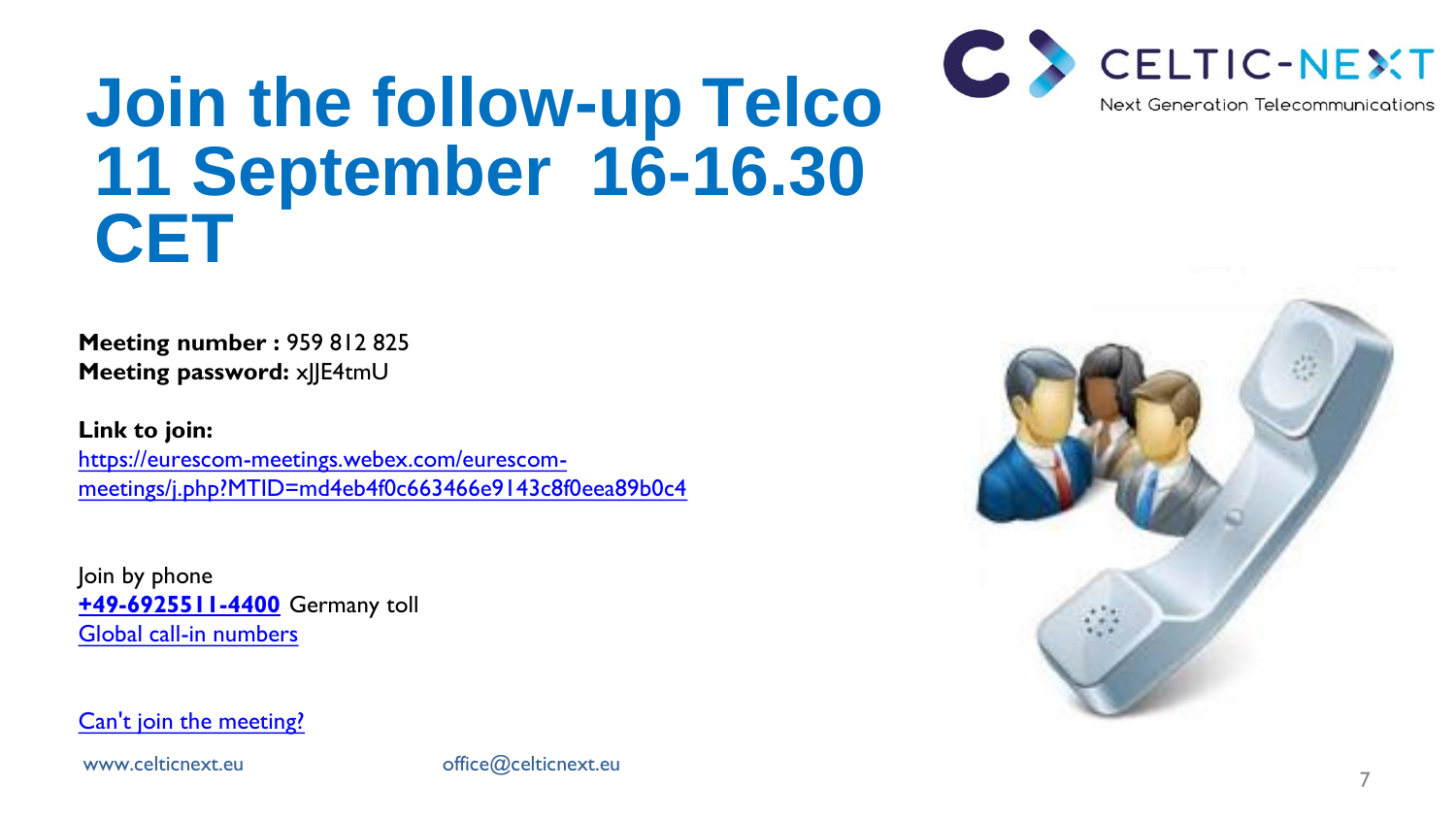# Join the follow-up Telco 11 September 16-16.30 CET

**Meeting number :** 959 812 825
**Meeting password:** xJJE4tmU

**Link to join:**
https://eurescom-meetings.webex.com/eurescom-meetings/j.php?MTID=md4eb4f0c663466e9143c8f0eea89b0c4

Join by phone
**+49-6925511-4400** Germany toll
Global call-in numbers

Can't join the meeting?

www.celticnext.eu office@celticnext.eu